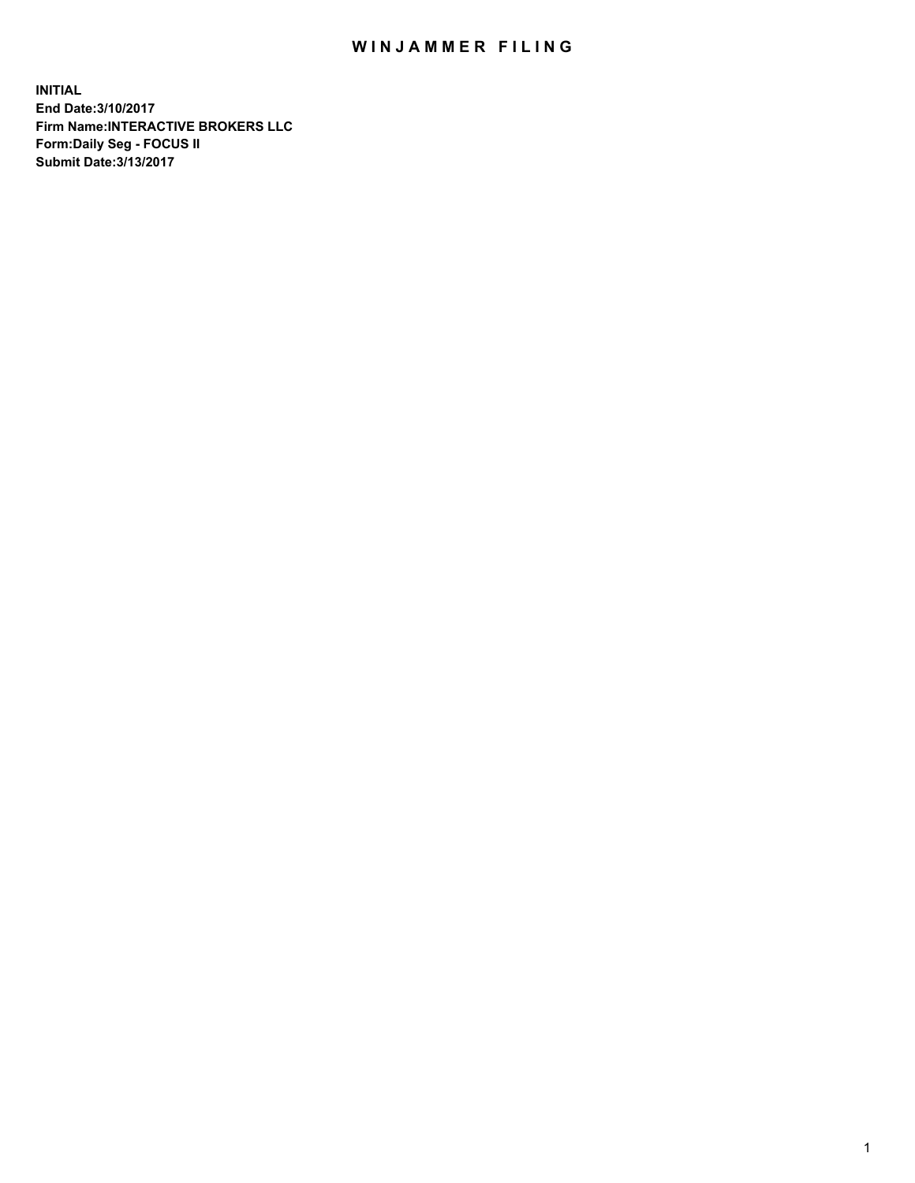# WINJAMMER FILING

**INITIAL**
**End Date:3/10/2017**
**Firm Name:INTERACTIVE BROKERS LLC**
**Form:Daily Seg - FOCUS II**
**Submit Date:3/13/2017**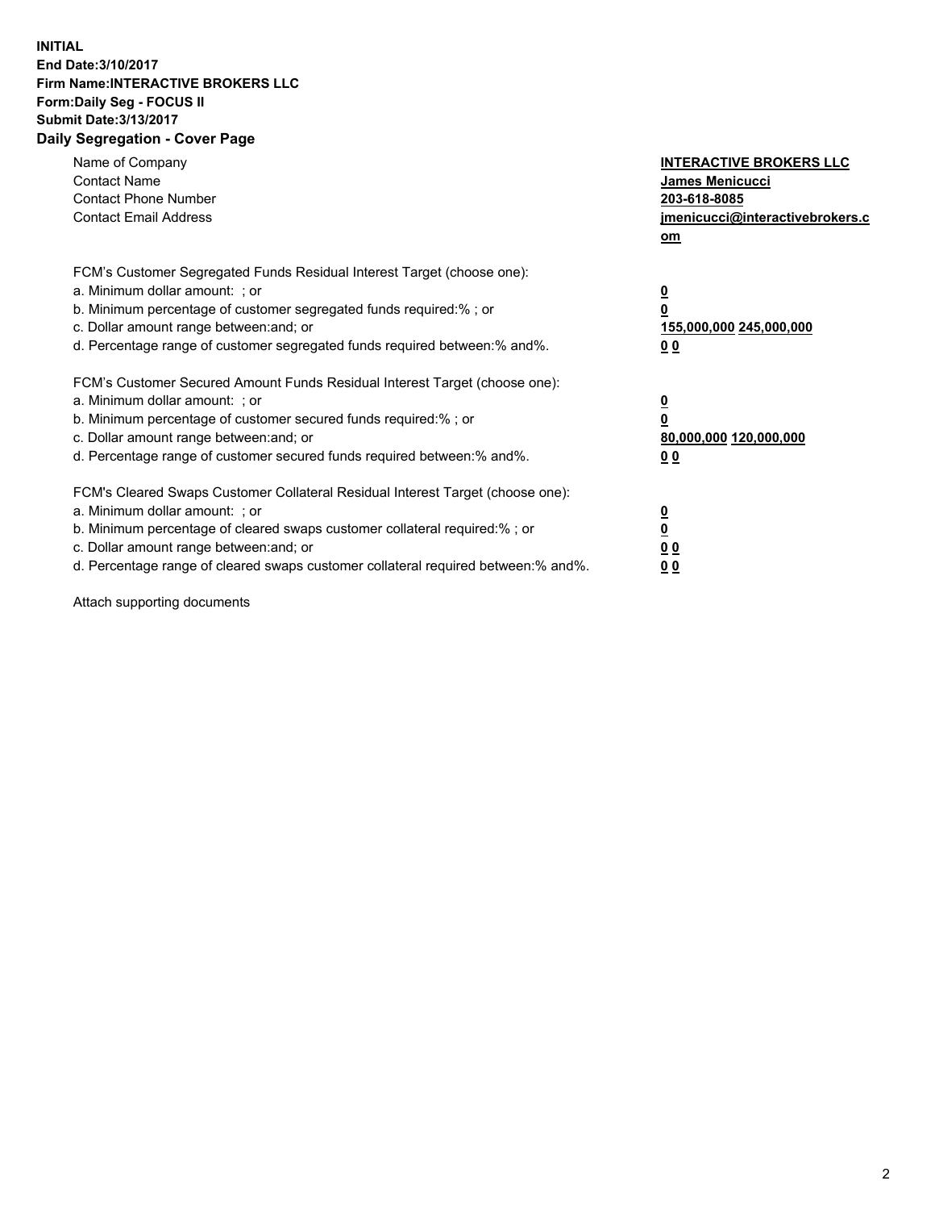**INITIAL**
**End Date:3/10/2017**
**Firm Name:INTERACTIVE BROKERS LLC**
**Form:Daily Seg - FOCUS II**
**Submit Date:3/13/2017**

## Daily Segregation - Cover Page

| | |
|---|---|
| Name of Company | **INTERACTIVE BROKERS LLC** |
| Contact Name | **James Menicucci** |
| Contact Phone Number | **203-618-8085** |
| Contact Email Address | **jmenicucci@interactivebrokers.com** |

FCM's Customer Segregated Funds Residual Interest Target (choose one):

| | |
|---|---|
| a. Minimum dollar amount: ; or | **0** |
| b. Minimum percentage of customer segregated funds required:% ; or | **0** |
| c. Dollar amount range between:and; or | **155,000,000 245,000,000** |
| d. Percentage range of customer segregated funds required between:% and%. | **0 0** |

FCM's Customer Secured Amount Funds Residual Interest Target (choose one):

| | |
|---|---|
| a. Minimum dollar amount: ; or | **0** |
| b. Minimum percentage of customer secured funds required:% ; or | **0** |
| c. Dollar amount range between:and; or | **80,000,000 120,000,000** |
| d. Percentage range of customer secured funds required between:% and%. | **0 0** |

FCM's Cleared Swaps Customer Collateral Residual Interest Target (choose one):

| | |
|---|---|
| a. Minimum dollar amount: ; or | **0** |
| b. Minimum percentage of cleared swaps customer collateral required:% ; or | **0** |
| c. Dollar amount range between:and; or | **0 0** |
| d. Percentage range of cleared swaps customer collateral required between:% and%. | **0 0** |

Attach supporting documents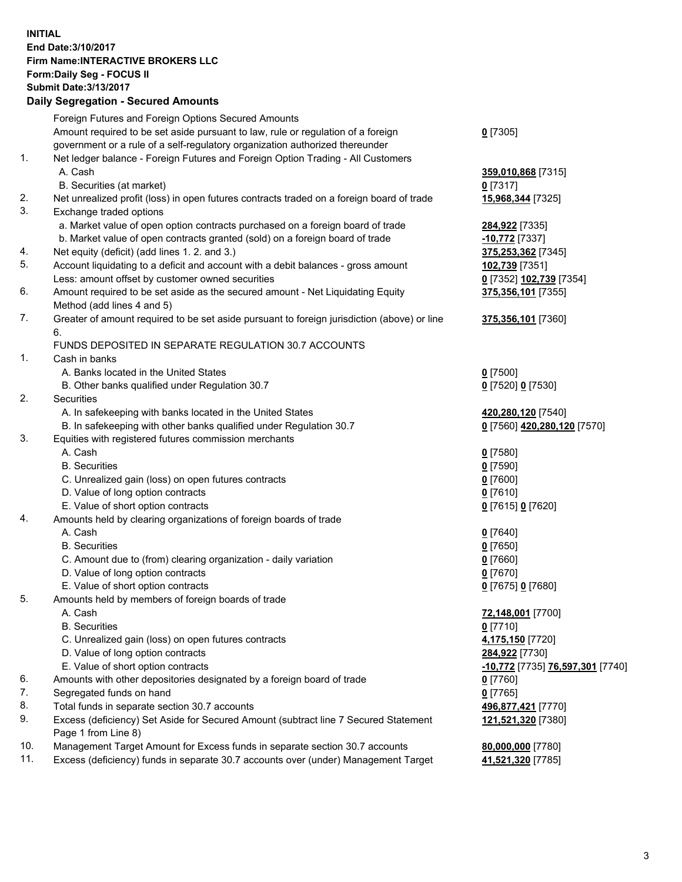**INITIAL**
**End Date:3/10/2017**
**Firm Name:INTERACTIVE BROKERS LLC**
**Form:Daily Seg - FOCUS II**
**Submit Date:3/13/2017**

## Daily Segregation - Secured Amounts

| | | |
|---|---|---|
| | Foreign Futures and Foreign Options Secured Amounts | |
| | Amount required to be set aside pursuant to law, rule or regulation of a foreign government or a rule of a self-regulatory organization authorized thereunder | **0** [7305] |
| 1. | Net ledger balance - Foreign Futures and Foreign Option Trading - All Customers | |
| | A. Cash | **359,010,868** [7315] |
| | B. Securities (at market) | **0** [7317] |
| 2. | Net unrealized profit (loss) in open futures contracts traded on a foreign board of trade | **15,968,344** [7325] |
| 3. | Exchange traded options | |
| | a. Market value of open option contracts purchased on a foreign board of trade | **284,922** [7335] |
| | b. Market value of open contracts granted (sold) on a foreign board of trade | **-10,772** [7337] |
| 4. | Net equity (deficit) (add lines 1. 2. and 3.) | **375,253,362** [7345] |
| 5. | Account liquidating to a deficit and account with a debit balances - gross amount | **102,739** [7351] |
| | Less: amount offset by customer owned securities | **0** [7352] **102,739** [7354] |
| 6. | Amount required to be set aside as the secured amount - Net Liquidating Equity Method (add lines 4 and 5) | **375,356,101** [7355] |
| 7. | Greater of amount required to be set aside pursuant to foreign jurisdiction (above) or line 6. | **375,356,101** [7360] |
| | FUNDS DEPOSITED IN SEPARATE REGULATION 30.7 ACCOUNTS | |
| 1. | Cash in banks | |
| | A. Banks located in the United States | **0** [7500] |
| | B. Other banks qualified under Regulation 30.7 | **0** [7520] **0** [7530] |
| 2. | Securities | |
| | A. In safekeeping with banks located in the United States | **420,280,120** [7540] |
| | B. In safekeeping with other banks qualified under Regulation 30.7 | **0** [7560] **420,280,120** [7570] |
| 3. | Equities with registered futures commission merchants | |
| | A. Cash | **0** [7580] |
| | B. Securities | **0** [7590] |
| | C. Unrealized gain (loss) on open futures contracts | **0** [7600] |
| | D. Value of long option contracts | **0** [7610] |
| | E. Value of short option contracts | **0** [7615] **0** [7620] |
| 4. | Amounts held by clearing organizations of foreign boards of trade | |
| | A. Cash | **0** [7640] |
| | B. Securities | **0** [7650] |
| | C. Amount due to (from) clearing organization - daily variation | **0** [7660] |
| | D. Value of long option contracts | **0** [7670] |
| | E. Value of short option contracts | **0** [7675] **0** [7680] |
| 5. | Amounts held by members of foreign boards of trade | |
| | A. Cash | **72,148,001** [7700] |
| | B. Securities | **0** [7710] |
| | C. Unrealized gain (loss) on open futures contracts | **4,175,150** [7720] |
| | D. Value of long option contracts | **284,922** [7730] |
| | E. Value of short option contracts | **-10,772** [7735] **76,597,301** [7740] |
| 6. | Amounts with other depositories designated by a foreign board of trade | **0** [7760] |
| 7. | Segregated funds on hand | **0** [7765] |
| 8. | Total funds in separate section 30.7 accounts | **496,877,421** [7770] |
| 9. | Excess (deficiency) Set Aside for Secured Amount (subtract line 7 Secured Statement Page 1 from Line 8) | **121,521,320** [7380] |
| 10. | Management Target Amount for Excess funds in separate section 30.7 accounts | **80,000,000** [7780] |
| 11. | Excess (deficiency) funds in separate 30.7 accounts over (under) Management Target | **41,521,320** [7785] |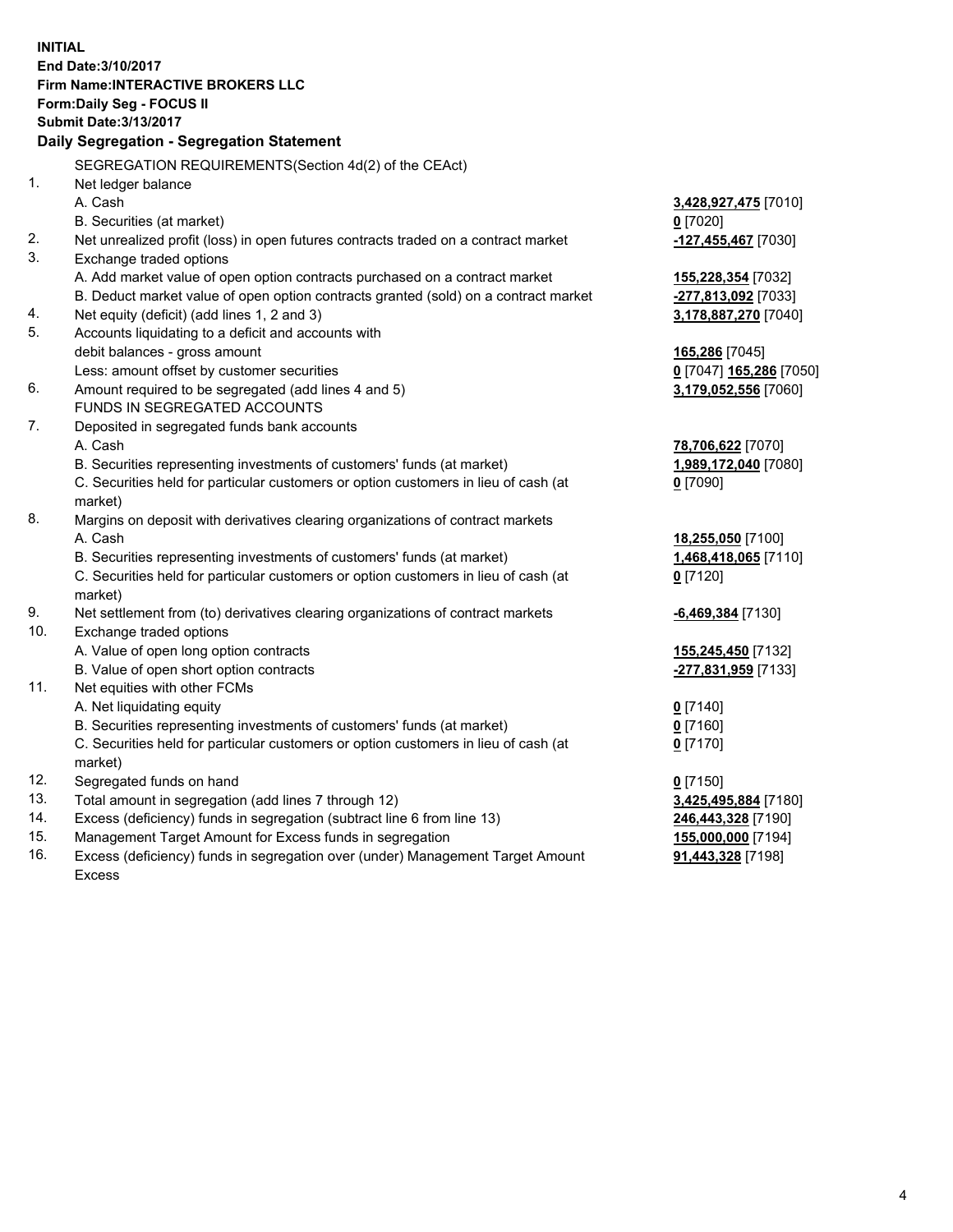**INITIAL**
**End Date:3/10/2017**
**Firm Name:INTERACTIVE BROKERS LLC**
**Form:Daily Seg - FOCUS II**
**Submit Date:3/13/2017**

**Daily Segregation - Segregation Statement**

SEGREGATION REQUIREMENTS(Section 4d(2) of the CEAct)

| | | |
|---|---|---|
| 1. | Net ledger balance | |
| | A. Cash | **3,428,927,475** [7010] |
| | B. Securities (at market) | **0** [7020] |
| 2. | Net unrealized profit (loss) in open futures contracts traded on a contract market | **-127,455,467** [7030] |
| 3. | Exchange traded options | |
| | A. Add market value of open option contracts purchased on a contract market | **155,228,354** [7032] |
| | B. Deduct market value of open option contracts granted (sold) on a contract market | **-277,813,092** [7033] |
| 4. | Net equity (deficit) (add lines 1, 2 and 3) | **3,178,887,270** [7040] |
| 5. | Accounts liquidating to a deficit and accounts with debit balances - gross amount | **165,286** [7045] |
| | Less: amount offset by customer securities | **0** [7047] **165,286** [7050] |
| 6. | Amount required to be segregated (add lines 4 and 5) | **3,179,052,556** [7060] |
| | FUNDS IN SEGREGATED ACCOUNTS | |
| 7. | Deposited in segregated funds bank accounts | |
| | A. Cash | **78,706,622** [7070] |
| | B. Securities representing investments of customers' funds (at market) | **1,989,172,040** [7080] |
| | C. Securities held for particular customers or option customers in lieu of cash (at market) | **0** [7090] |
| 8. | Margins on deposit with derivatives clearing organizations of contract markets | |
| | A. Cash | **18,255,050** [7100] |
| | B. Securities representing investments of customers' funds (at market) | **1,468,418,065** [7110] |
| | C. Securities held for particular customers or option customers in lieu of cash (at market) | **0** [7120] |
| 9. | Net settlement from (to) derivatives clearing organizations of contract markets | **-6,469,384** [7130] |
| 10. | Exchange traded options | |
| | A. Value of open long option contracts | **155,245,450** [7132] |
| | B. Value of open short option contracts | **-277,831,959** [7133] |
| 11. | Net equities with other FCMs | |
| | A. Net liquidating equity | **0** [7140] |
| | B. Securities representing investments of customers' funds (at market) | **0** [7160] |
| | C. Securities held for particular customers or option customers in lieu of cash (at market) | **0** [7170] |
| 12. | Segregated funds on hand | **0** [7150] |
| 13. | Total amount in segregation (add lines 7 through 12) | **3,425,495,884** [7180] |
| 14. | Excess (deficiency) funds in segregation (subtract line 6 from line 13) | **246,443,328** [7190] |
| 15. | Management Target Amount for Excess funds in segregation | **155,000,000** [7194] |
| 16. | Excess (deficiency) funds in segregation over (under) Management Target Amount Excess | **91,443,328** [7198] |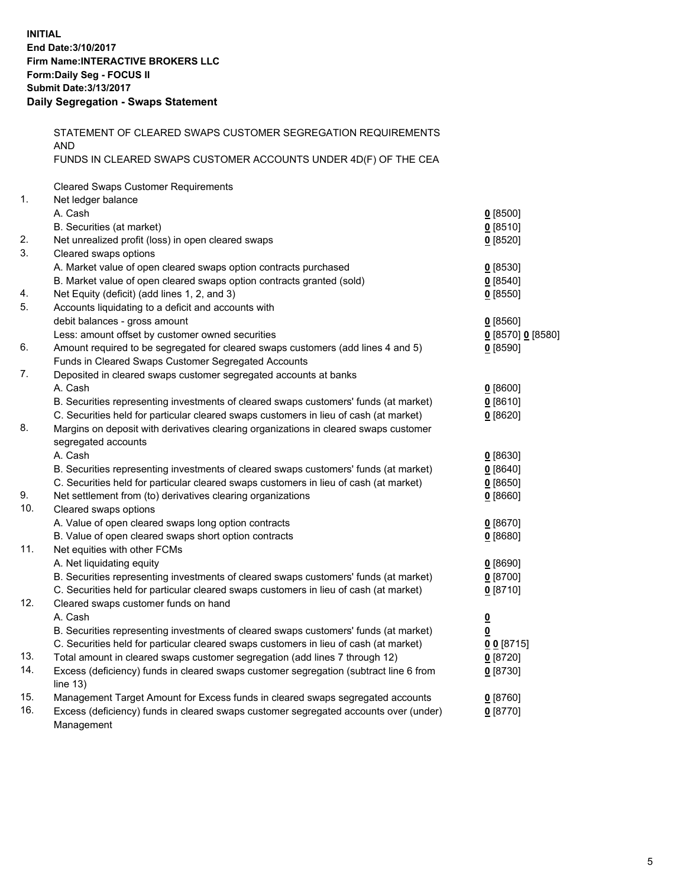**INITIAL**
**End Date:3/10/2017**
**Firm Name:INTERACTIVE BROKERS LLC**
**Form:Daily Seg - FOCUS II**
**Submit Date:3/13/2017**
**Daily Segregation - Swaps Statement**

STATEMENT OF CLEARED SWAPS CUSTOMER SEGREGATION REQUIREMENTS AND FUNDS IN CLEARED SWAPS CUSTOMER ACCOUNTS UNDER 4D(F) OF THE CEA

| | | |
|---|---|---|
| | Cleared Swaps Customer Requirements | |
| 1. | Net ledger balance | |
| | A. Cash | 0 [8500] |
| | B. Securities (at market) | 0 [8510] |
| 2. | Net unrealized profit (loss) in open cleared swaps | 0 [8520] |
| 3. | Cleared swaps options | |
| | A. Market value of open cleared swaps option contracts purchased | 0 [8530] |
| | B. Market value of open cleared swaps option contracts granted (sold) | 0 [8540] |
| 4. | Net Equity (deficit) (add lines 1, 2, and 3) | 0 [8550] |
| 5. | Accounts liquidating to a deficit and accounts with debit balances - gross amount | 0 [8560] |
| | Less: amount offset by customer owned securities | 0 [8570] 0 [8580] |
| 6. | Amount required to be segregated for cleared swaps customers (add lines 4 and 5) | 0 [8590] |
| | Funds in Cleared Swaps Customer Segregated Accounts | |
| 7. | Deposited in cleared swaps customer segregated accounts at banks | |
| | A. Cash | 0 [8600] |
| | B. Securities representing investments of cleared swaps customers' funds (at market) | 0 [8610] |
| | C. Securities held for particular cleared swaps customers in lieu of cash (at market) | 0 [8620] |
| 8. | Margins on deposit with derivatives clearing organizations in cleared swaps customer segregated accounts | |
| | A. Cash | 0 [8630] |
| | B. Securities representing investments of cleared swaps customers' funds (at market) | 0 [8640] |
| | C. Securities held for particular cleared swaps customers in lieu of cash (at market) | 0 [8650] |
| 9. | Net settlement from (to) derivatives clearing organizations | 0 [8660] |
| 10. | Cleared swaps options | |
| | A. Value of open cleared swaps long option contracts | 0 [8670] |
| | B. Value of open cleared swaps short option contracts | 0 [8680] |
| 11. | Net equities with other FCMs | |
| | A. Net liquidating equity | 0 [8690] |
| | B. Securities representing investments of cleared swaps customers' funds (at market) | 0 [8700] |
| | C. Securities held for particular cleared swaps customers in lieu of cash (at market) | 0 [8710] |
| 12. | Cleared swaps customer funds on hand | |
| | A. Cash | 0 |
| | B. Securities representing investments of cleared swaps customers' funds (at market) | 0 |
| | C. Securities held for particular cleared swaps customers in lieu of cash (at market) | 0 0 [8715] |
| 13. | Total amount in cleared swaps customer segregation (add lines 7 through 12) | 0 [8720] |
| 14. | Excess (deficiency) funds in cleared swaps customer segregation (subtract line 6 from line 13) | 0 [8730] |
| 15. | Management Target Amount for Excess funds in cleared swaps segregated accounts | 0 [8760] |
| 16. | Excess (deficiency) funds in cleared swaps customer segregated accounts over (under) Management | 0 [8770] |